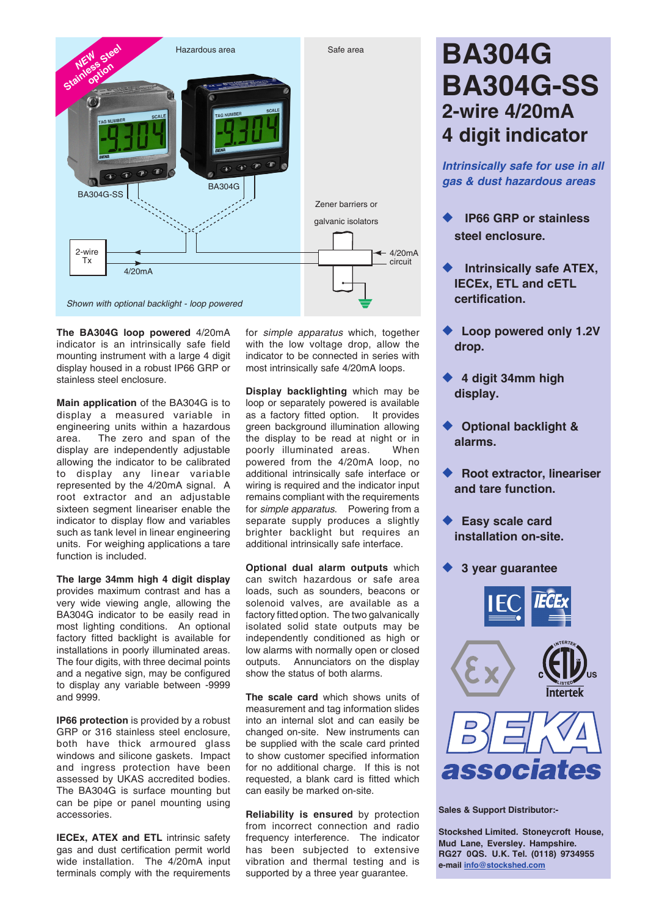NEW Stainless Steel option

Hazardous area | Safe area

BA304G-SS | BA304G

Zener barriers or galvanic isolators

2-wire Tx | 4/20mA | 4/20mA circuit

*Shown with optional backlight - loop powered*

# BA304G BA304G-SS

## 2-wire 4/20mA 4 digit indicator

***Intrinsically safe for use in all gas & dust hazardous areas***

- **IP66 GRP or stainless steel enclosure.**
- **Intrinsically safe ATEX, IECEx, ETL and cETL certification.**
- **Loop powered only 1.2V drop.**
- **4 digit 34mm high display.**
- **Optional backlight & alarms.**
- **Root extractor, lineariser and tare function.**
- **Easy scale card installation on-site.**
- **3 year guarantee**

**The BA304G loop powered** 4/20mA indicator is an intrinsically safe field mounting instrument with a large 4 digit display housed in a robust IP66 GRP or stainless steel enclosure.

**Main application** of the BA304G is to display a measured variable in engineering units within a hazardous area. The zero and span of the display are independently adjustable allowing the indicator to be calibrated to display any linear variable represented by the 4/20mA signal. A root extractor and an adjustable sixteen segment lineariser enable the indicator to display flow and variables such as tank level in linear engineering units. For weighing applications a tare function is included.

**The large 34mm high 4 digit display** provides maximum contrast and has a very wide viewing angle, allowing the BA304G indicator to be easily read in most lighting conditions. An optional factory fitted backlight is available for installations in poorly illuminated areas. The four digits, with three decimal points and a negative sign, may be configured to display any variable between -9999 and 9999.

**IP66 protection** is provided by a robust GRP or 316 stainless steel enclosure, both have thick armoured glass windows and silicone gaskets. Impact and ingress protection have been assessed by UKAS accredited bodies. The BA304G is surface mounting but can be pipe or panel mounting using accessories.

**IECEx, ATEX and ETL** intrinsic safety gas and dust certification permit world wide installation. The 4/20mA input terminals comply with the requirements for *simple apparatus* which, together with the low voltage drop, allow the indicator to be connected in series with most intrinsically safe 4/20mA loops.

**Display backlighting** which may be loop or separately powered is available as a factory fitted option. It provides green background illumination allowing the display to be read at night or in poorly illuminated areas. When powered from the 4/20mA loop, no additional intrinsically safe interface or wiring is required and the indicator input remains compliant with the requirements for *simple apparatus*. Powering from a separate supply produces a slightly brighter backlight but requires an additional intrinsically safe interface.

**Optional dual alarm outputs** which can switch hazardous or safe area loads, such as sounders, beacons or solenoid valves, are available as a factory fitted option. The two galvanically isolated solid state outputs may be independently conditioned as high or low alarms with normally open or closed outputs. Annunciators on the display show the status of both alarms.

**The scale card** which shows units of measurement and tag information slides into an internal slot and can easily be changed on-site. New instruments can be supplied with the scale card printed to show customer specified information for no additional charge. If this is not requested, a blank card is fitted which can easily be marked on-site.

**Reliability is ensured** by protection from incorrect connection and radio frequency interference. The indicator has been subjected to extensive vibration and thermal testing and is supported by a three year guarantee.

**BEKA associates**

**Sales & Support Distributor:-**

**Stockshed Limited. Stoneycroft House, Mud Lane, Eversley. Hampshire. RG27 0QS. U.K. Tel. (0118) 9734955**
**e-mail info@stockshed.com**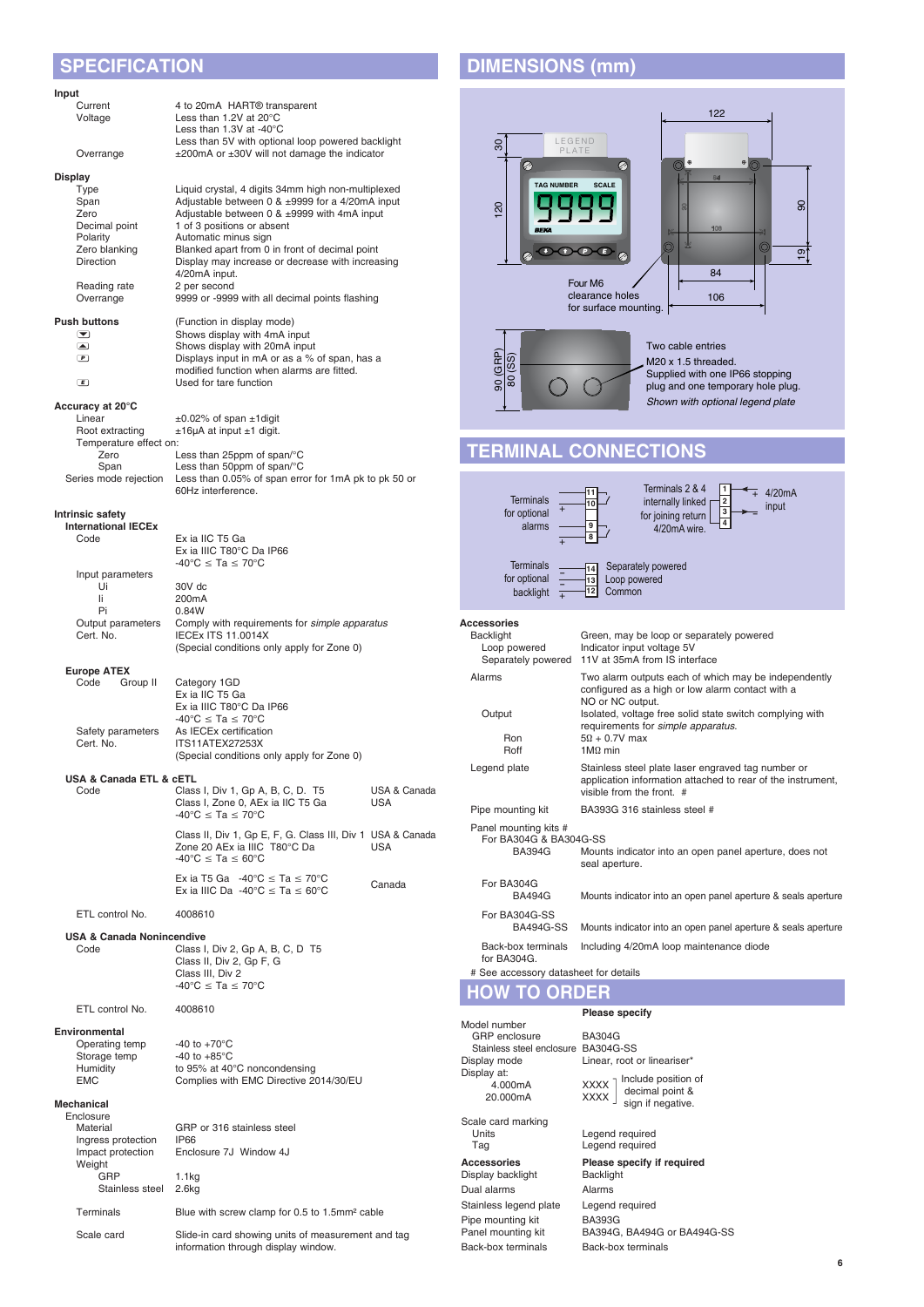## SPECIFICATION

### Input

| | |
|---|---|
| Current | 4 to 20mA HART® transparent |
| Voltage | Less than 1.2V at 20°C |
| | Less than 1.3V at -40°C |
| | Less than 5V with optional loop powered backlight |
| Overrange | ±200mA or ±30V will not damage the indicator |

### Display

| | |
|---|---|
| Type | Liquid crystal, 4 digits 34mm high non-multiplexed |
| Span | Adjustable between 0 & ±9999 for a 4/20mA input |
| Zero | Adjustable between 0 & ±9999 with 4mA input |
| Decimal point | 1 of 3 positions or absent |
| Polarity | Automatic minus sign |
| Zero blanking | Blanked apart from 0 in front of decimal point |
| Direction | Display may increase or decrease with increasing 4/20mA input. |
| Reading rate | 2 per second |
| Overrange | 9999 or -9999 with all decimal points flashing |

### Push buttons

| | |
|---|---|
| | (Function in display mode) |
| ▼ | Shows display with 4mA input |
| ▲ | Shows display with 20mA input |
| P | Displays input in mA or as a % of span, has a modified function when alarms are fitted. |
| E | Used for tare function |

### Accuracy at 20°C

| | |
|---|---|
| Linear | ±0.02% of span ±1digit |
| Root extracting | ±16μA at input ±1 digit. |
| Temperature effect on: | |
| Zero | Less than 25ppm of span/°C |
| Span | Less than 50ppm of span/°C |
| Series mode rejection | Less than 0.05% of span error for 1mA pk to pk 50 or 60Hz interference. |

### Intrinsic safety

**International IECEx**

| | |
|---|---|
| Code | Ex ia IIC T5 Ga |
| | Ex ia IIIC T80°C Da IP66 |
| | -40°C ≤ Ta ≤ 70°C |
| Input parameters | |
| Ui | 30V dc |
| Ii | 200mA |
| Pi | 0.84W |
| Output parameters | Comply with requirements for *simple apparatus* |
| Cert. No. | IECEx ITS 11.0014X |
| | (Special conditions only apply for Zone 0) |

**Europe ATEX**

| | |
|---|---|
| Code Group II | Category 1GD |
| | Ex ia IIC T5 Ga |
| | Ex ia IIIC T80°C Da IP66 |
| | -40°C ≤ Ta ≤ 70°C |
| Safety parameters | As IECEx certification |
| Cert. No. | ITS11ATEX27253X |
| | (Special conditions only apply for Zone 0) |

**USA & Canada ETL & cETL**

| | | |
|---|---|---|
| Code | Class I, Div 1, Gp A, B, C, D. T5 | USA & Canada |
| | Class I, Zone 0, AEx ia IIC T5 Ga | USA |
| | -40°C ≤ Ta ≤ 70°C | |
| | Class II, Div 1, Gp E, F, G. Class III, Div 1 | USA & Canada |
| | Zone 20 AEx ia IIIC T80°C Da | USA |
| | -40°C ≤ Ta ≤ 60°C | |
| | Ex ia T5 Ga -40°C ≤ Ta ≤ 70°C<br>Ex ia IIIC Da -40°C ≤ Ta ≤ 60°C | Canada |
| ETL control No. | 4008610 | |

**USA & Canada Nonincendive**

| | |
|---|---|
| Code | Class I, Div 2, Gp A, B, C, D T5 |
| | Class II, Div 2, Gp F, G |
| | Class III, Div 2 |
| | -40°C ≤ Ta ≤ 70°C |
| ETL control No. | 4008610 |

### Environmental

| | |
|---|---|
| Operating temp | -40 to +70°C |
| Storage temp | -40 to +85°C |
| Humidity | to 95% at 40°C noncondensing |
| EMC | Complies with EMC Directive 2014/30/EU |

### Mechanical

| | |
|---|---|
| Enclosure | |
| Material | GRP or 316 stainless steel |
| Ingress protection | IP66 |
| Impact protection | Enclosure 7J Window 4J |
| Weight | |
| GRP | 1.1kg |
| Stainless steel | 2.6kg |
| Terminals | Blue with screw clamp for 0.5 to 1.5mm² cable |
| Scale card | Slide-in card showing units of measurement and tag information through display window. |

## DIMENSIONS (mm)

122
30
LEGEND PLATE
120
TAG NUMBER SCALE
9999
BEKA
84
90
106
19
Four M6 clearance holes for surface mounting.
84
106
90 (GRP)
80 (SS)

Two cable entries
M20 x 1.5 threaded.
Supplied with one IP66 stopping plug and one temporary hole plug.
*Shown with optional legend plate*

## TERMINAL CONNECTIONS

Terminals for optional alarms: 11, 10, 9, 8

Terminals 2 & 4 internally linked for joining return 4/20mA wire.

4/20mA input: 1, 2, 3, 4

Terminals for optional backlight: 14 Separately powered, 13 Loop powered, 12 Common

### Accessories

| | |
|---|---|
| Backlight | Green, may be loop or separately powered |
| Loop powered | Indicator input voltage 5V |
| Separately powered | 11V at 35mA from IS interface |
| Alarms | Two alarm outputs each of which may be independently configured as a high or low alarm contact with a NO or NC output. |
| Output | Isolated, voltage free solid state switch complying with requirements for *simple apparatus*. |
| Ron | 5Ω + 0.7V max |
| Roff | 1MΩ min |
| Legend plate | Stainless steel plate laser engraved tag number or application information attached to rear of the instrument, visible from the front. # |
| Pipe mounting kit | BA393G 316 stainless steel # |
| Panel mounting kits # | |
| For BA304G & BA304G-SS | |
| BA394G | Mounts indicator into an open panel aperture, does not seal aperture. |
| For BA304G | |
| BA494G | Mounts indicator into an open panel aperture & seals aperture |
| For BA304G-SS | |
| BA494G-SS | Mounts indicator into an open panel aperture & seals aperture |
| Back-box terminals for BA304G. | Including 4/20mA loop maintenance diode |

# See accessory datasheet for details

## HOW TO ORDER

| | Please specify |
|---|---|
| Model number | |
| GRP enclosure | BA304G |
| Stainless steel enclosure | BA304G-SS |
| Display mode | Linear, root or lineariser* |
| Display at: | |
| 4.000mA | XXXX (Include position of decimal point & sign if negative.) |
| 20.000mA | XXXX |
| Scale card marking | |
| Units | Legend required |
| Tag | Legend required |
| **Accessories** | **Please specify if required** |
| Display backlight | Backlight |
| Dual alarms | Alarms |
| Stainless legend plate | Legend required |
| Pipe mounting kit | BA393G |
| Panel mounting kit | BA394G, BA494G or BA494G-SS |
| Back-box terminals | Back-box terminals |